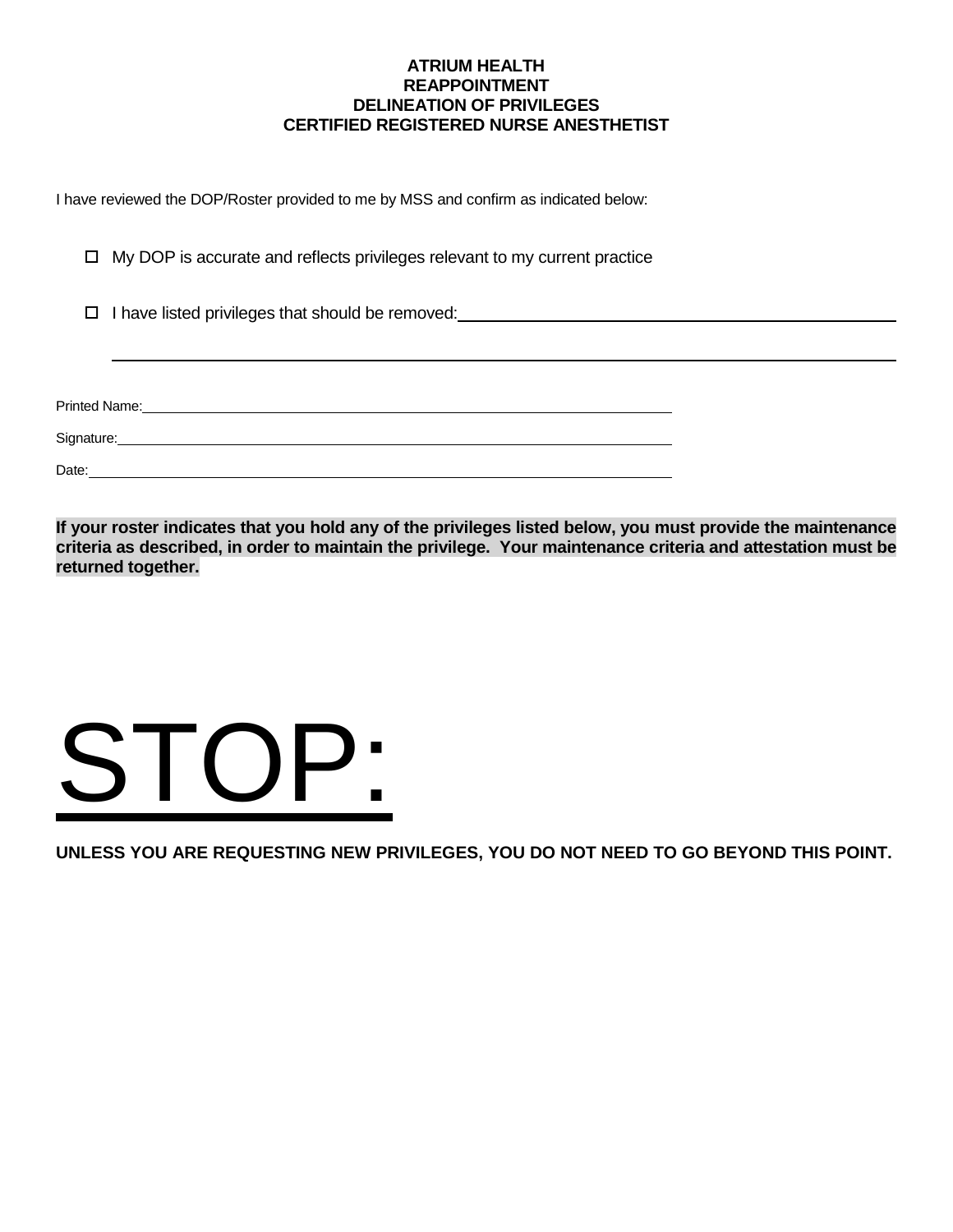**ATRIUM HEALTH**
**REAPPOINTMENT**
**DELINEATION OF PRIVILEGES**
**CERTIFIED REGISTERED NURSE ANESTHETIST**

I have reviewed the DOP/Roster provided to me by MSS and confirm as indicated below:

- ☐ My DOP is accurate and reflects privileges relevant to my current practice

- ☐ I have listed privileges that should be removed: ______________________________________________

  ______________________________________________________________________________

Printed Name: ______________________________________________

Signature: ______________________________________________

Date: ______________________________________________

**If your roster indicates that you hold any of the privileges listed below, you must provide the maintenance criteria as described, in order to maintain the privilege. Your maintenance criteria and attestation must be returned together.**

# STOP:

**UNLESS YOU ARE REQUESTING NEW PRIVILEGES, YOU DO NOT NEED TO GO BEYOND THIS POINT.**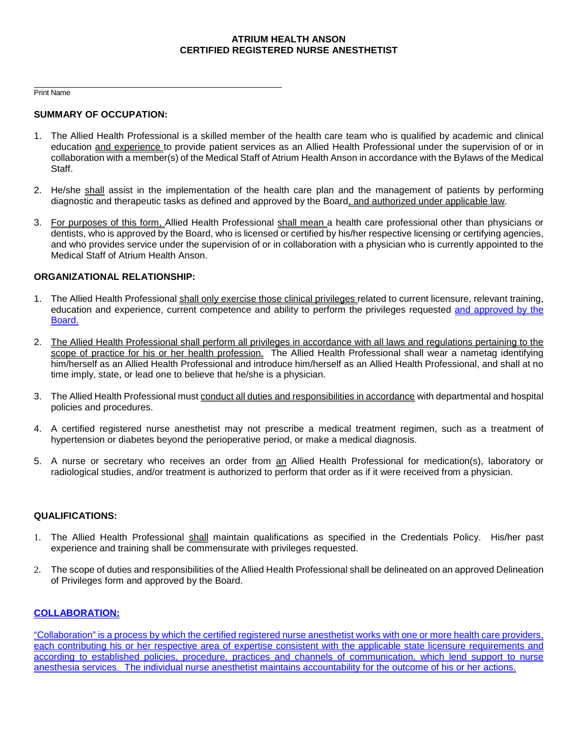**ATRIUM HEALTH ANSON**
**CERTIFIED REGISTERED NURSE ANESTHETIST**

______________________________________________
Print Name

## SUMMARY OF OCCUPATION:

1. The Allied Health Professional is a skilled member of the health care team who is qualified by academic and clinical education and experience to provide patient services as an Allied Health Professional under the supervision of or in collaboration with a member(s) of the Medical Staff of Atrium Health Anson in accordance with the Bylaws of the Medical Staff.

2. He/she shall assist in the implementation of the health care plan and the management of patients by performing diagnostic and therapeutic tasks as defined and approved by the Board, and authorized under applicable law.

3. For purposes of this form, Allied Health Professional shall mean a health care professional other than physicians or dentists, who is approved by the Board, who is licensed or certified by his/her respective licensing or certifying agencies, and who provides service under the supervision of or in collaboration with a physician who is currently appointed to the Medical Staff of Atrium Health Anson.

## ORGANIZATIONAL RELATIONSHIP:

1. The Allied Health Professional shall only exercise those clinical privileges related to current licensure, relevant training, education and experience, current competence and ability to perform the privileges requested and approved by the Board.

2. The Allied Health Professional shall perform all privileges in accordance with all laws and regulations pertaining to the scope of practice for his or her health profession. The Allied Health Professional shall wear a nametag identifying him/herself as an Allied Health Professional and introduce him/herself as an Allied Health Professional, and shall at no time imply, state, or lead one to believe that he/she is a physician.

3. The Allied Health Professional must conduct all duties and responsibilities in accordance with departmental and hospital policies and procedures.

4. A certified registered nurse anesthetist may not prescribe a medical treatment regimen, such as a treatment of hypertension or diabetes beyond the perioperative period, or make a medical diagnosis.

5. A nurse or secretary who receives an order from an Allied Health Professional for medication(s), laboratory or radiological studies, and/or treatment is authorized to perform that order as if it were received from a physician.

## QUALIFICATIONS:

1. The Allied Health Professional shall maintain qualifications as specified in the Credentials Policy. His/her past experience and training shall be commensurate with privileges requested.

2. The scope of duties and responsibilities of the Allied Health Professional shall be delineated on an approved Delineation of Privileges form and approved by the Board.

## COLLABORATION:

"Collaboration" is a process by which the certified registered nurse anesthetist works with one or more health care providers, each contributing his or her respective area of expertise consistent with the applicable state licensure requirements and according to established policies, procedure, practices and channels of communication, which lend support to nurse anesthesia services. The individual nurse anesthetist maintains accountability for the outcome of his or her actions.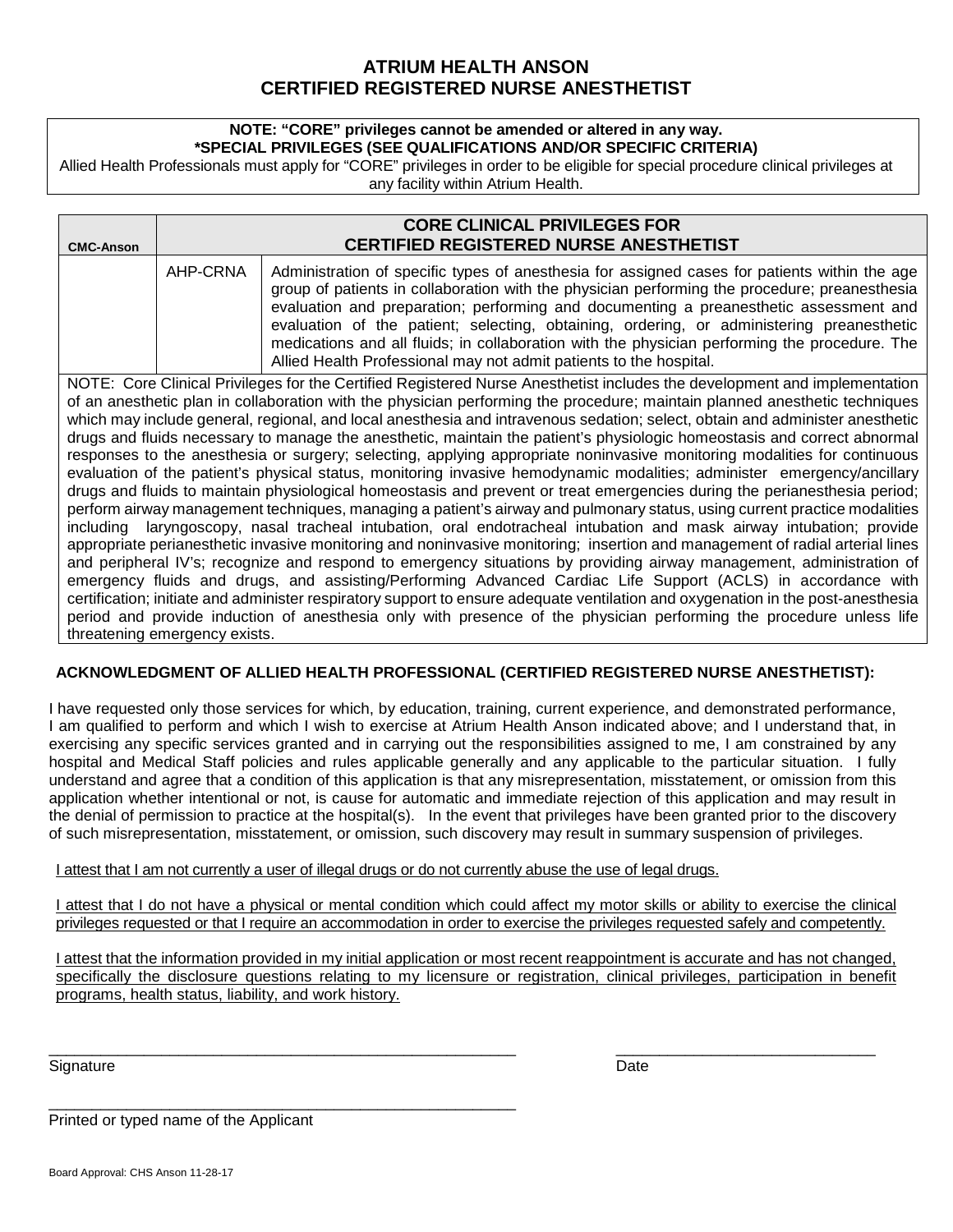# ATRIUM HEALTH ANSON
## CERTIFIED REGISTERED NURSE ANESTHETIST

**NOTE: "CORE" privileges cannot be amended or altered in any way.**
**\*SPECIAL PRIVILEGES (SEE QUALIFICATIONS AND/OR SPECIFIC CRITERIA)**
Allied Health Professionals must apply for "CORE" privileges in order to be eligible for special procedure clinical privileges at any facility within Atrium Health.

| **CMC-Anson** | **CORE CLINICAL PRIVILEGES FOR CERTIFIED REGISTERED NURSE ANESTHETIST** | |
|---|---|---|
| | AHP-CRNA | Administration of specific types of anesthesia for assigned cases for patients within the age group of patients in collaboration with the physician performing the procedure; preanesthesia evaluation and preparation; performing and documenting a preanesthetic assessment and evaluation of the patient; selecting, obtaining, ordering, or administering preanesthetic medications and all fluids; in collaboration with the physician performing the procedure. The Allied Health Professional may not admit patients to the hospital. |

NOTE: Core Clinical Privileges for the Certified Registered Nurse Anesthetist includes the development and implementation of an anesthetic plan in collaboration with the physician performing the procedure; maintain planned anesthetic techniques which may include general, regional, and local anesthesia and intravenous sedation; select, obtain and administer anesthetic drugs and fluids necessary to manage the anesthetic, maintain the patient's physiologic homeostasis and correct abnormal responses to the anesthesia or surgery; selecting, applying appropriate noninvasive monitoring modalities for continuous evaluation of the patient's physical status, monitoring invasive hemodynamic modalities; administer emergency/ancillary drugs and fluids to maintain physiological homeostasis and prevent or treat emergencies during the perianesthesia period; perform airway management techniques, managing a patient's airway and pulmonary status, using current practice modalities including laryngoscopy, nasal tracheal intubation, oral endotracheal intubation and mask airway intubation; provide appropriate perianesthetic invasive monitoring and noninvasive monitoring; insertion and management of radial arterial lines and peripheral IV's; recognize and respond to emergency situations by providing airway management, administration of emergency fluids and drugs, and assisting/Performing Advanced Cardiac Life Support (ACLS) in accordance with certification; initiate and administer respiratory support to ensure adequate ventilation and oxygenation in the post-anesthesia period and provide induction of anesthesia only with presence of the physician performing the procedure unless life threatening emergency exists.

### ACKNOWLEDGMENT OF ALLIED HEALTH PROFESSIONAL (CERTIFIED REGISTERED NURSE ANESTHETIST):

I have requested only those services for which, by education, training, current experience, and demonstrated performance, I am qualified to perform and which I wish to exercise at Atrium Health Anson indicated above; and I understand that, in exercising any specific services granted and in carrying out the responsibilities assigned to me, I am constrained by any hospital and Medical Staff policies and rules applicable generally and any applicable to the particular situation. I fully understand and agree that a condition of this application is that any misrepresentation, misstatement, or omission from this application whether intentional or not, is cause for automatic and immediate rejection of this application and may result in the denial of permission to practice at the hospital(s). In the event that privileges have been granted prior to the discovery of such misrepresentation, misstatement, or omission, such discovery may result in summary suspension of privileges.

<u>I attest that I am not currently a user of illegal drugs or do not currently abuse the use of legal drugs.</u>

<u>I attest that I do not have a physical or mental condition which could affect my motor skills or ability to exercise the clinical privileges requested or that I require an accommodation in order to exercise the privileges requested safely and competently.</u>

<u>I attest that the information provided in my initial application or most recent reappointment is accurate and has not changed, specifically the disclosure questions relating to my licensure or registration, clinical privileges, participation in benefit programs, health status, liability, and work history.</u>

\_\_\_\_\_\_\_\_\_\_\_\_\_\_\_\_\_\_\_\_\_\_\_\_\_\_\_\_\_\_\_\_\_\_\_\_\_\_\_\_\_\_\_\_ \_\_\_\_\_\_\_\_\_\_\_\_\_\_\_\_\_\_\_\_\_\_\_\_\_\_\_\_
Signature Date

\_\_\_\_\_\_\_\_\_\_\_\_\_\_\_\_\_\_\_\_\_\_\_\_\_\_\_\_\_\_\_\_\_\_\_\_\_\_\_\_\_\_\_\_
Printed or typed name of the Applicant

Board Approval: CHS Anson 11-28-17